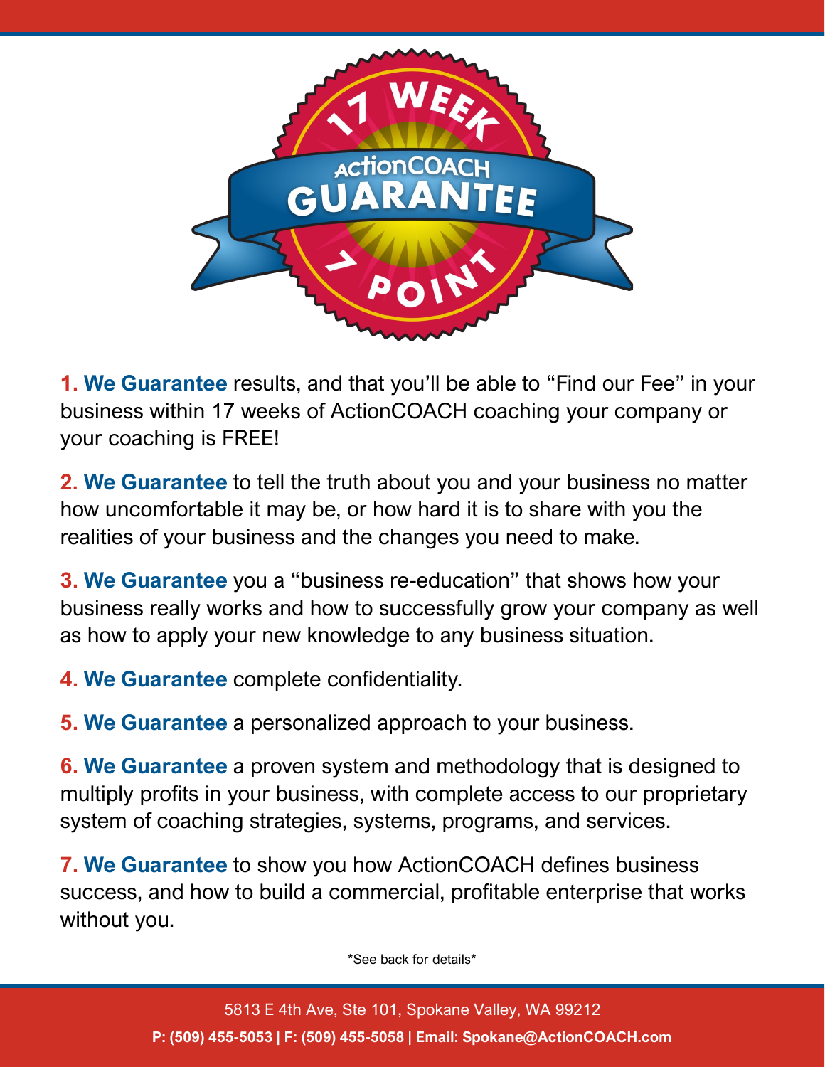# 17 WEEK ActionCOACH GUARANTEE 7 POINT

**1. We Guarantee** results, and that you'll be able to "Find our Fee" in your business within 17 weeks of ActionCOACH coaching your company or your coaching is FREE!

**2. We Guarantee** to tell the truth about you and your business no matter how uncomfortable it may be, or how hard it is to share with you the realities of your business and the changes you need to make.

**3. We Guarantee** you a "business re-education" that shows how your business really works and how to successfully grow your company as well as how to apply your new knowledge to any business situation.

**4. We Guarantee** complete confidentiality.

**5. We Guarantee** a personalized approach to your business.

**6. We Guarantee** a proven system and methodology that is designed to multiply profits in your business, with complete access to our proprietary system of coaching strategies, systems, programs, and services.

**7. We Guarantee** to show you how ActionCOACH defines business success, and how to build a commercial, profitable enterprise that works without you.

*See back for details*

5813 E 4th Ave, Ste 101, Spokane Valley, WA 99212

**P: (509) 455-5053 | F: (509) 455-5058 | Email: Spokane@ActionCOACH.com**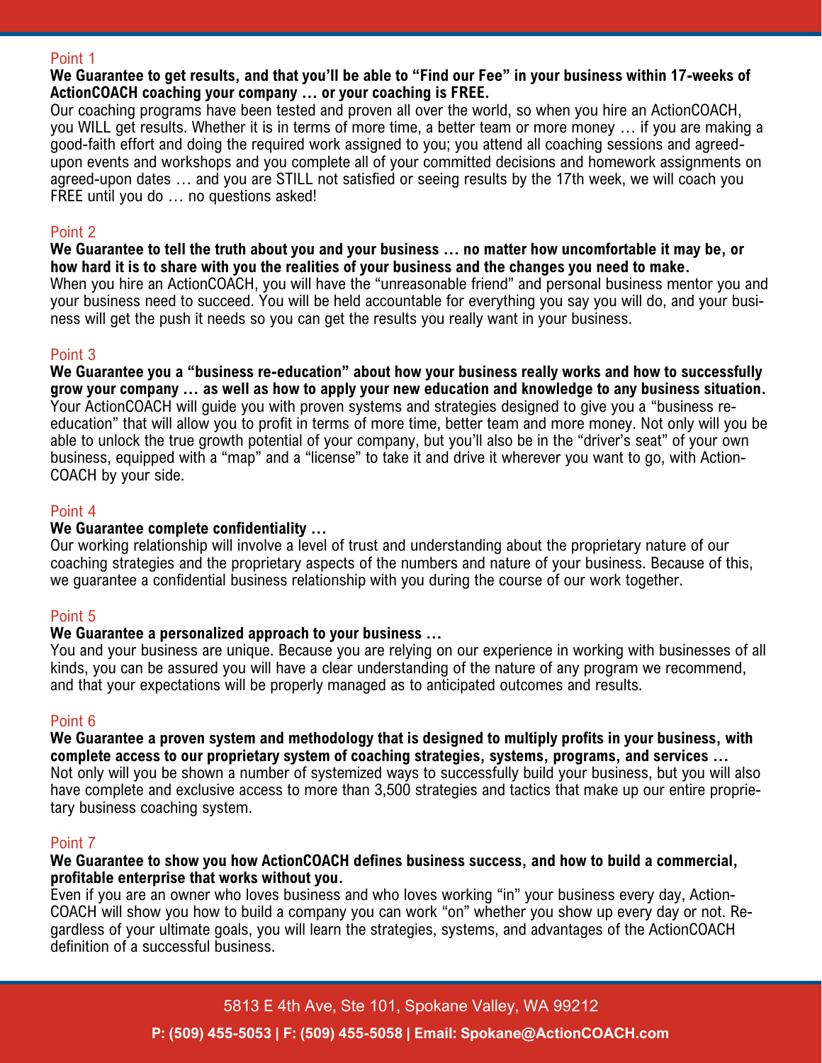Point 1

**We Guarantee to get results, and that you'll be able to "Find our Fee" in your business within 17-weeks of ActionCOACH coaching your company … or your coaching is FREE.**

Our coaching programs have been tested and proven all over the world, so when you hire an ActionCOACH, you WILL get results. Whether it is in terms of more time, a better team or more money … if you are making a good-faith effort and doing the required work assigned to you; you attend all coaching sessions and agreed-upon events and workshops and you complete all of your committed decisions and homework assignments on agreed-upon dates … and you are STILL not satisfied or seeing results by the 17th week, we will coach you FREE until you do … no questions asked!

Point 2

**We Guarantee to tell the truth about you and your business … no matter how uncomfortable it may be, or how hard it is to share with you the realities of your business and the changes you need to make.**

When you hire an ActionCOACH, you will have the "unreasonable friend" and personal business mentor you and your business need to succeed. You will be held accountable for everything you say you will do, and your business will get the push it needs so you can get the results you really want in your business.

Point 3

**We Guarantee you a "business re-education" about how your business really works and how to successfully grow your company … as well as how to apply your new education and knowledge to any business situation.**

Your ActionCOACH will guide you with proven systems and strategies designed to give you a "business re-education" that will allow you to profit in terms of more time, better team and more money. Not only will you be able to unlock the true growth potential of your company, but you'll also be in the "driver's seat" of your own business, equipped with a "map" and a "license" to take it and drive it wherever you want to go, with ActionCOACH by your side.

Point 4

**We Guarantee complete confidentiality …**

Our working relationship will involve a level of trust and understanding about the proprietary nature of our coaching strategies and the proprietary aspects of the numbers and nature of your business. Because of this, we guarantee a confidential business relationship with you during the course of our work together.

Point 5

**We Guarantee a personalized approach to your business …**

You and your business are unique. Because you are relying on our experience in working with businesses of all kinds, you can be assured you will have a clear understanding of the nature of any program we recommend, and that your expectations will be properly managed as to anticipated outcomes and results.

Point 6

**We Guarantee a proven system and methodology that is designed to multiply profits in your business, with complete access to our proprietary system of coaching strategies, systems, programs, and services …**

Not only will you be shown a number of systemized ways to successfully build your business, but you will also have complete and exclusive access to more than 3,500 strategies and tactics that make up our entire proprietary business coaching system.

Point 7

**We Guarantee to show you how ActionCOACH defines business success, and how to build a commercial, profitable enterprise that works without you.**

Even if you are an owner who loves business and who loves working "in" your business every day, ActionCOACH will show you how to build a company you can work "on" whether you show up every day or not. Regardless of your ultimate goals, you will learn the strategies, systems, and advantages of the ActionCOACH definition of a successful business.

5813 E 4th Ave, Ste 101, Spokane Valley, WA 99212

**P: (509) 455-5053 | F: (509) 455-5058 | Email: Spokane@ActionCOACH.com**